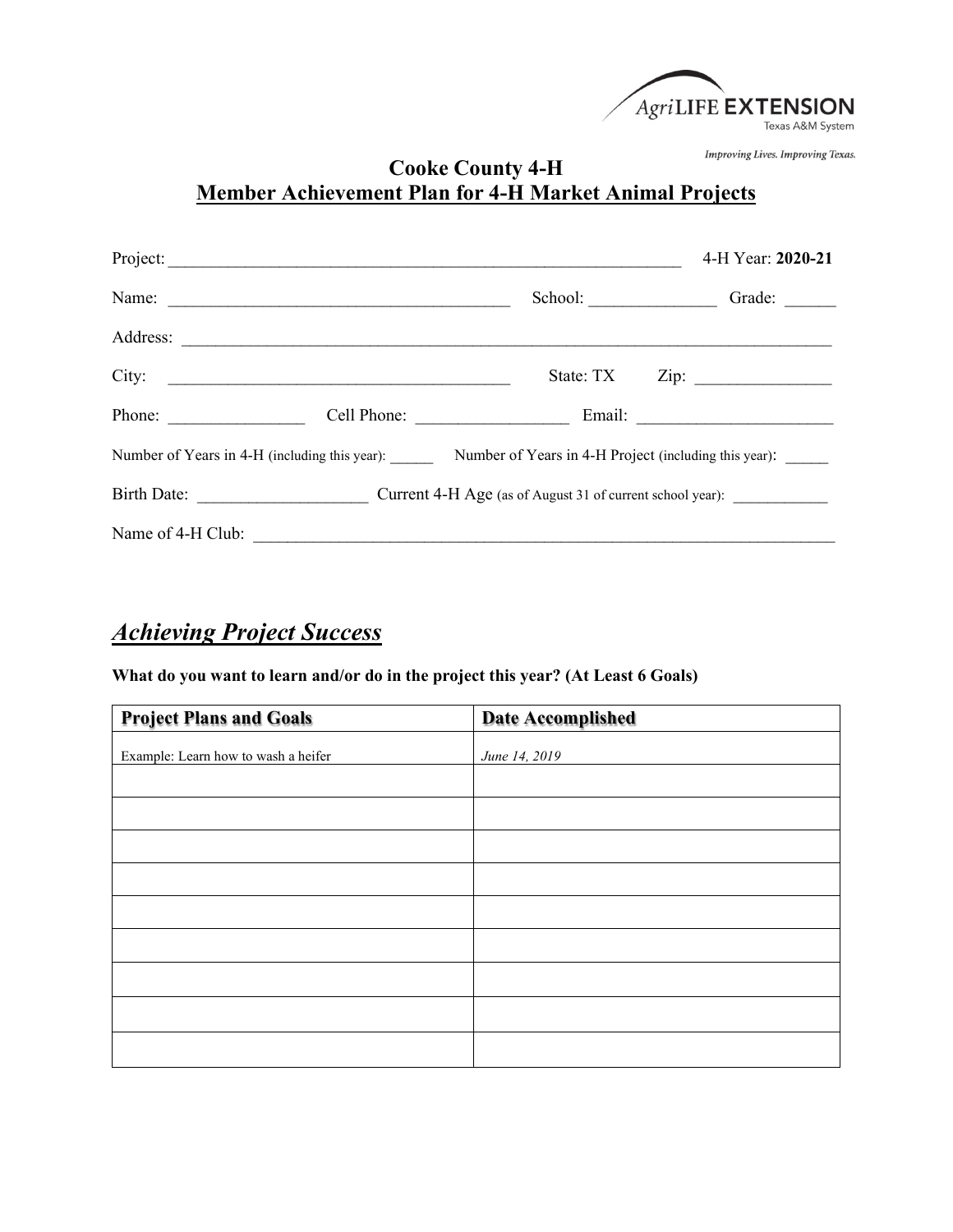AgriLIFE EXTENSION
Texas A&M System

*Improving Lives. Improving Texas.*

# Cooke County 4-H

## Member Achievement Plan for 4-H Market Animal Projects

Project: ______________________________________________________________ 4-H Year: **2020-21**

Name: ________________________________________ School: _______________ Grade: ______

Address: ______________________________________________________________________________

City: ________________________________________ State: TX Zip: ________________

Phone: ________________ Cell Phone: __________________ Email: _______________________

Number of Years in 4-H (including this year): ______ Number of Years in 4-H Project (including this year): ______

Birth Date: ____________________ Current 4-H Age (as of August 31 of current school year): ____________

Name of 4-H Club: ______________________________________________________________________

## *Achieving Project Success*

**What do you want to learn and/or do in the project this year? (At Least 6 Goals)**

| **Project Plans and Goals** | **Date Accomplished** |
|---|---|
| Example: Learn how to wash a heifer | *June 14, 2019* |
| | |
| | |
| | |
| | |
| | |
| | |
| | |
| | |
| | |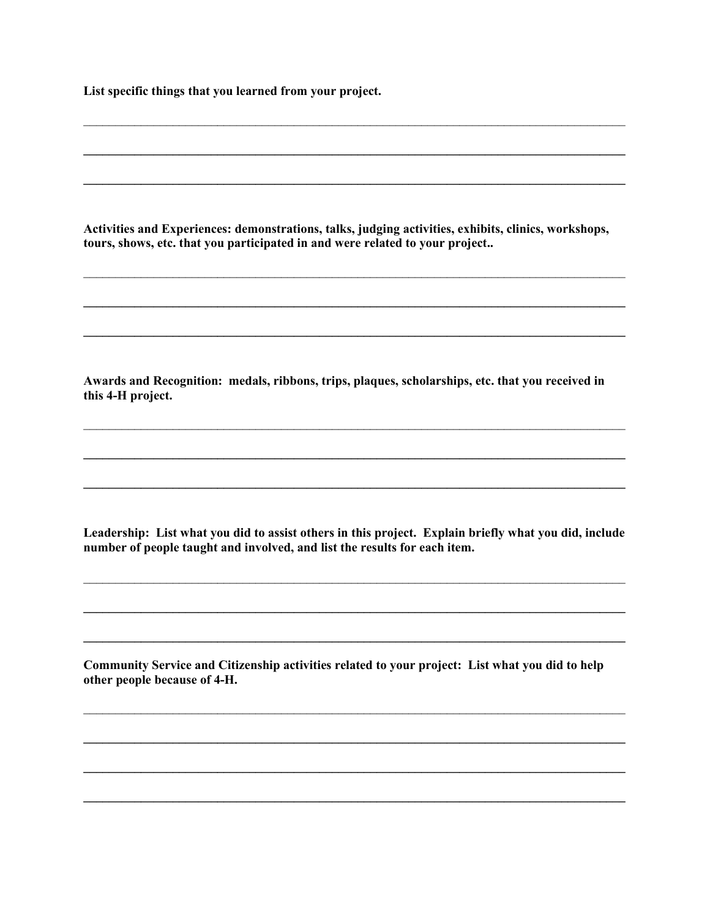**List specific things that you learned from your project.**

\_\_\_\_\_\_\_\_\_\_\_\_\_\_\_\_\_\_\_\_\_\_\_\_\_\_\_\_\_\_\_\_\_\_\_\_\_\_\_\_\_\_\_\_\_\_\_\_\_\_\_\_\_\_\_\_\_\_\_\_\_\_\_\_\_\_\_\_\_\_

\_\_\_\_\_\_\_\_\_\_\_\_\_\_\_\_\_\_\_\_\_\_\_\_\_\_\_\_\_\_\_\_\_\_\_\_\_\_\_\_\_\_\_\_\_\_\_\_\_\_\_\_\_\_\_\_\_\_\_\_\_\_\_\_\_\_\_\_\_\_

\_\_\_\_\_\_\_\_\_\_\_\_\_\_\_\_\_\_\_\_\_\_\_\_\_\_\_\_\_\_\_\_\_\_\_\_\_\_\_\_\_\_\_\_\_\_\_\_\_\_\_\_\_\_\_\_\_\_\_\_\_\_\_\_\_\_\_\_\_\_

**Activities and Experiences: demonstrations, talks, judging activities, exhibits, clinics, workshops, tours, shows, etc. that you participated in and were related to your project..**

\_\_\_\_\_\_\_\_\_\_\_\_\_\_\_\_\_\_\_\_\_\_\_\_\_\_\_\_\_\_\_\_\_\_\_\_\_\_\_\_\_\_\_\_\_\_\_\_\_\_\_\_\_\_\_\_\_\_\_\_\_\_\_\_\_\_\_\_\_\_

\_\_\_\_\_\_\_\_\_\_\_\_\_\_\_\_\_\_\_\_\_\_\_\_\_\_\_\_\_\_\_\_\_\_\_\_\_\_\_\_\_\_\_\_\_\_\_\_\_\_\_\_\_\_\_\_\_\_\_\_\_\_\_\_\_\_\_\_\_\_

\_\_\_\_\_\_\_\_\_\_\_\_\_\_\_\_\_\_\_\_\_\_\_\_\_\_\_\_\_\_\_\_\_\_\_\_\_\_\_\_\_\_\_\_\_\_\_\_\_\_\_\_\_\_\_\_\_\_\_\_\_\_\_\_\_\_\_\_\_\_

**Awards and Recognition: medals, ribbons, trips, plaques, scholarships, etc. that you received in this 4-H project.**

\_\_\_\_\_\_\_\_\_\_\_\_\_\_\_\_\_\_\_\_\_\_\_\_\_\_\_\_\_\_\_\_\_\_\_\_\_\_\_\_\_\_\_\_\_\_\_\_\_\_\_\_\_\_\_\_\_\_\_\_\_\_\_\_\_\_\_\_\_\_

\_\_\_\_\_\_\_\_\_\_\_\_\_\_\_\_\_\_\_\_\_\_\_\_\_\_\_\_\_\_\_\_\_\_\_\_\_\_\_\_\_\_\_\_\_\_\_\_\_\_\_\_\_\_\_\_\_\_\_\_\_\_\_\_\_\_\_\_\_\_

\_\_\_\_\_\_\_\_\_\_\_\_\_\_\_\_\_\_\_\_\_\_\_\_\_\_\_\_\_\_\_\_\_\_\_\_\_\_\_\_\_\_\_\_\_\_\_\_\_\_\_\_\_\_\_\_\_\_\_\_\_\_\_\_\_\_\_\_\_\_

**Leadership: List what you did to assist others in this project. Explain briefly what you did, include number of people taught and involved, and list the results for each item.**

\_\_\_\_\_\_\_\_\_\_\_\_\_\_\_\_\_\_\_\_\_\_\_\_\_\_\_\_\_\_\_\_\_\_\_\_\_\_\_\_\_\_\_\_\_\_\_\_\_\_\_\_\_\_\_\_\_\_\_\_\_\_\_\_\_\_\_\_\_\_

\_\_\_\_\_\_\_\_\_\_\_\_\_\_\_\_\_\_\_\_\_\_\_\_\_\_\_\_\_\_\_\_\_\_\_\_\_\_\_\_\_\_\_\_\_\_\_\_\_\_\_\_\_\_\_\_\_\_\_\_\_\_\_\_\_\_\_\_\_\_

\_\_\_\_\_\_\_\_\_\_\_\_\_\_\_\_\_\_\_\_\_\_\_\_\_\_\_\_\_\_\_\_\_\_\_\_\_\_\_\_\_\_\_\_\_\_\_\_\_\_\_\_\_\_\_\_\_\_\_\_\_\_\_\_\_\_\_\_\_\_

**Community Service and Citizenship activities related to your project: List what you did to help other people because of 4-H.**

\_\_\_\_\_\_\_\_\_\_\_\_\_\_\_\_\_\_\_\_\_\_\_\_\_\_\_\_\_\_\_\_\_\_\_\_\_\_\_\_\_\_\_\_\_\_\_\_\_\_\_\_\_\_\_\_\_\_\_\_\_\_\_\_\_\_\_\_\_\_

\_\_\_\_\_\_\_\_\_\_\_\_\_\_\_\_\_\_\_\_\_\_\_\_\_\_\_\_\_\_\_\_\_\_\_\_\_\_\_\_\_\_\_\_\_\_\_\_\_\_\_\_\_\_\_\_\_\_\_\_\_\_\_\_\_\_\_\_\_\_

\_\_\_\_\_\_\_\_\_\_\_\_\_\_\_\_\_\_\_\_\_\_\_\_\_\_\_\_\_\_\_\_\_\_\_\_\_\_\_\_\_\_\_\_\_\_\_\_\_\_\_\_\_\_\_\_\_\_\_\_\_\_\_\_\_\_\_\_\_\_

\_\_\_\_\_\_\_\_\_\_\_\_\_\_\_\_\_\_\_\_\_\_\_\_\_\_\_\_\_\_\_\_\_\_\_\_\_\_\_\_\_\_\_\_\_\_\_\_\_\_\_\_\_\_\_\_\_\_\_\_\_\_\_\_\_\_\_\_\_\_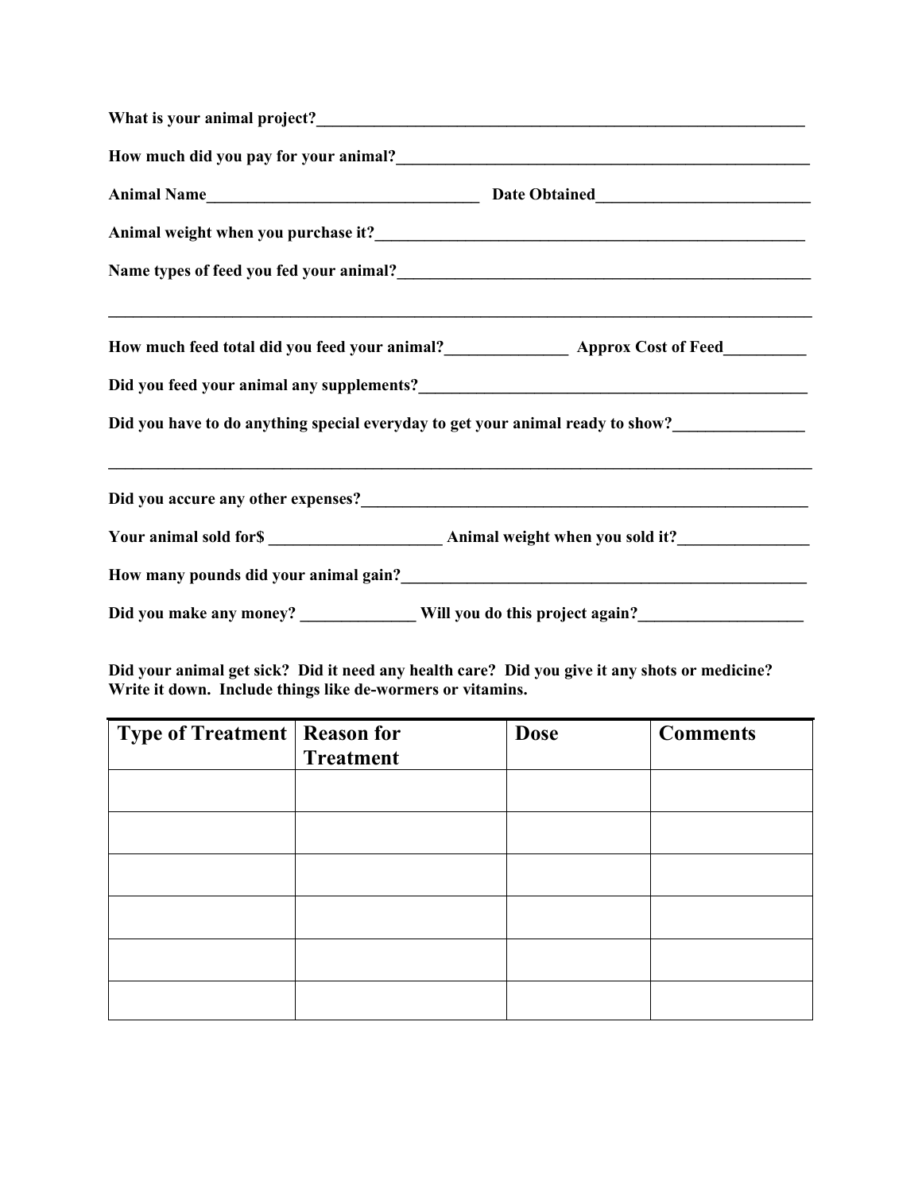**What is your animal project?**______________________________________________________________

**How much did you pay for your animal?**___________________________________________________

**Animal Name**________________________________ **Date Obtained**_________________________

**Animal weight when you purchase it?**_____________________________________________________

**Name types of feed you fed your animal?**__________________________________________________

_____________________________________________________________________________________

**How much feed total did you feed your animal?**______________ **Approx Cost of Feed**_________

**Did you feed your animal any supplements?**_______________________________________________

**Did you have to do anything special everyday to get your animal ready to show?**_______________

_____________________________________________________________________________________

**Did you accure any other expenses?**_______________________________________________________

**Your animal sold for$** ____________________ **Animal weight when you sold it?**_______________

**How many pounds did your animal gain?**__________________________________________________

**Did you make any money?** _____________ **Will you do this project again?**___________________

**Did your animal get sick? Did it need any health care? Did you give it any shots or medicine? Write it down. Include things like de-wormers or vitamins.**

| Type of Treatment | Reason for Treatment | Dose | Comments |
|---|---|---|---|
| | | | |
| | | | |
| | | | |
| | | | |
| | | | |
| | | | |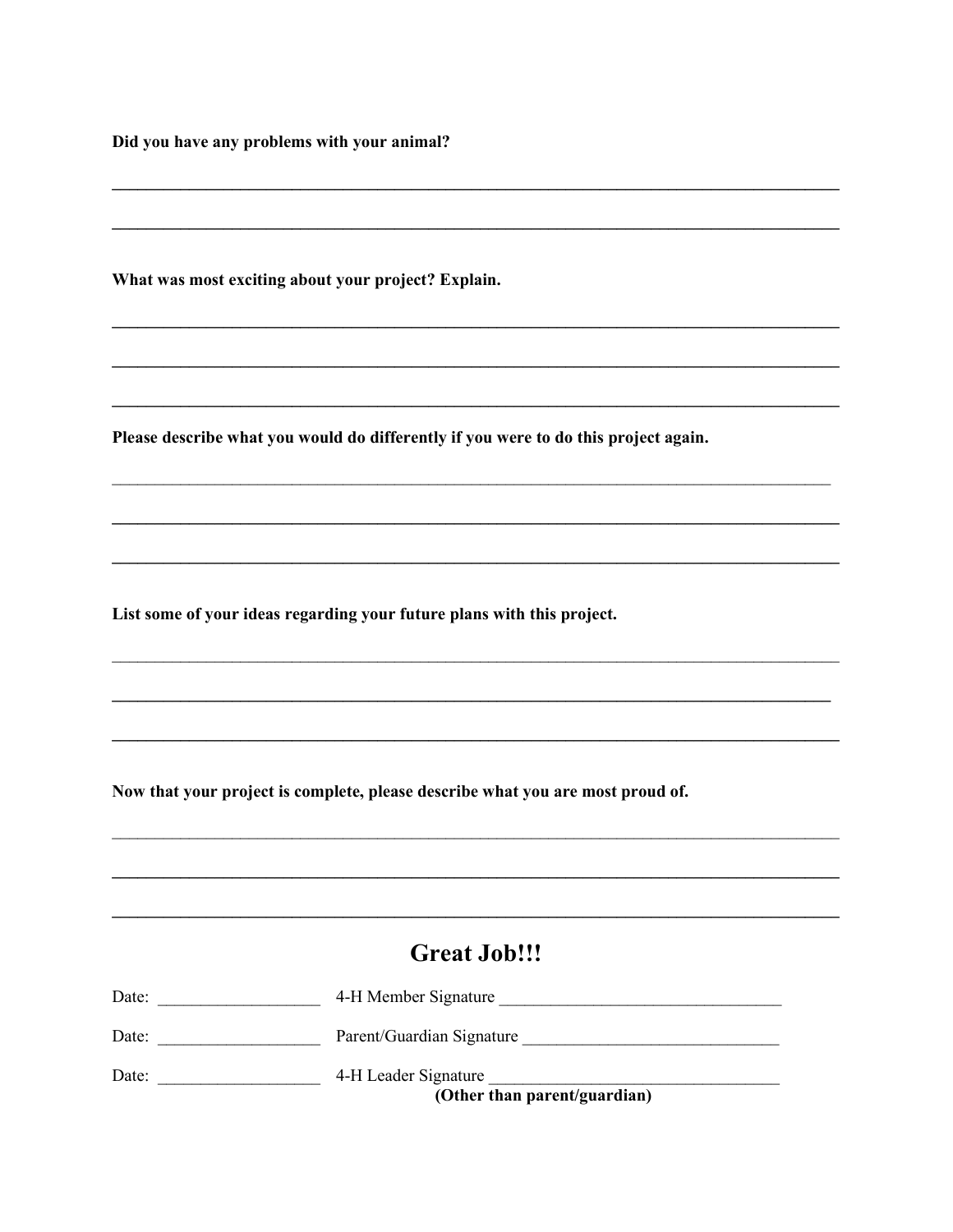**Did you have any problems with your animal?**

_______________________________________________________________________________

_______________________________________________________________________________

**What was most exciting about your project? Explain.**

_______________________________________________________________________________

_______________________________________________________________________________

_______________________________________________________________________________

**Please describe what you would do differently if you were to do this project again.**

_______________________________________________________________________________

_______________________________________________________________________________

_______________________________________________________________________________

**List some of your ideas regarding your future plans with this project.**

_______________________________________________________________________________

_______________________________________________________________________________

_______________________________________________________________________________

**Now that your project is complete, please describe what you are most proud of.**

_______________________________________________________________________________

_______________________________________________________________________________

_______________________________________________________________________________

## Great Job!!!

Date: ___________________ 4-H Member Signature _________________________________

Date: ___________________ Parent/Guardian Signature ______________________________

Date: ___________________ 4-H Leader Signature __________________________________
**(Other than parent/guardian)**